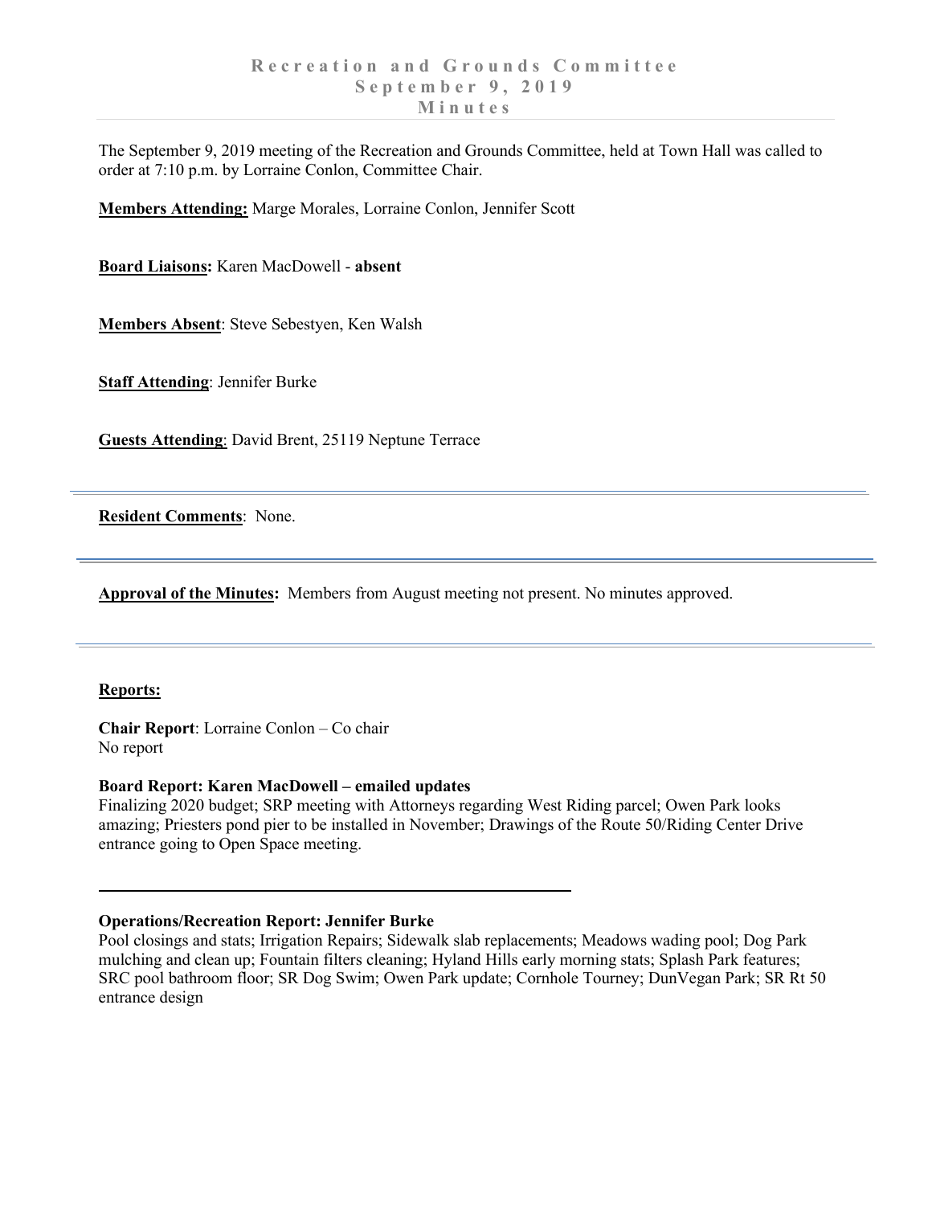# Recreation and Grounds Committee
## September 9, 2019
## Minutes

The September 9, 2019 meeting of the Recreation and Grounds Committee, held at Town Hall was called to order at 7:10 p.m. by Lorraine Conlon, Committee Chair.

**Members Attending:** Marge Morales, Lorraine Conlon, Jennifer Scott

**Board Liaisons:** Karen MacDowell - **absent**

**Members Absent**: Steve Sebestyen, Ken Walsh

**Staff Attending**: Jennifer Burke

**Guests Attending**: David Brent, 25119 Neptune Terrace

---

**Resident Comments**: None.

---

**Approval of the Minutes:** Members from August meeting not present. No minutes approved.

---

**Reports:**

**Chair Report**: Lorraine Conlon – Co chair
No report

**Board Report: Karen MacDowell – emailed updates**
Finalizing 2020 budget; SRP meeting with Attorneys regarding West Riding parcel; Owen Park looks amazing; Priesters pond pier to be installed in November; Drawings of the Route 50/Riding Center Drive entrance going to Open Space meeting.

---

**Operations/Recreation Report: Jennifer Burke**
Pool closings and stats; Irrigation Repairs; Sidewalk slab replacements; Meadows wading pool; Dog Park mulching and clean up; Fountain filters cleaning; Hyland Hills early morning stats; Splash Park features; SRC pool bathroom floor; SR Dog Swim; Owen Park update; Cornhole Tourney; DunVegan Park; SR Rt 50 entrance design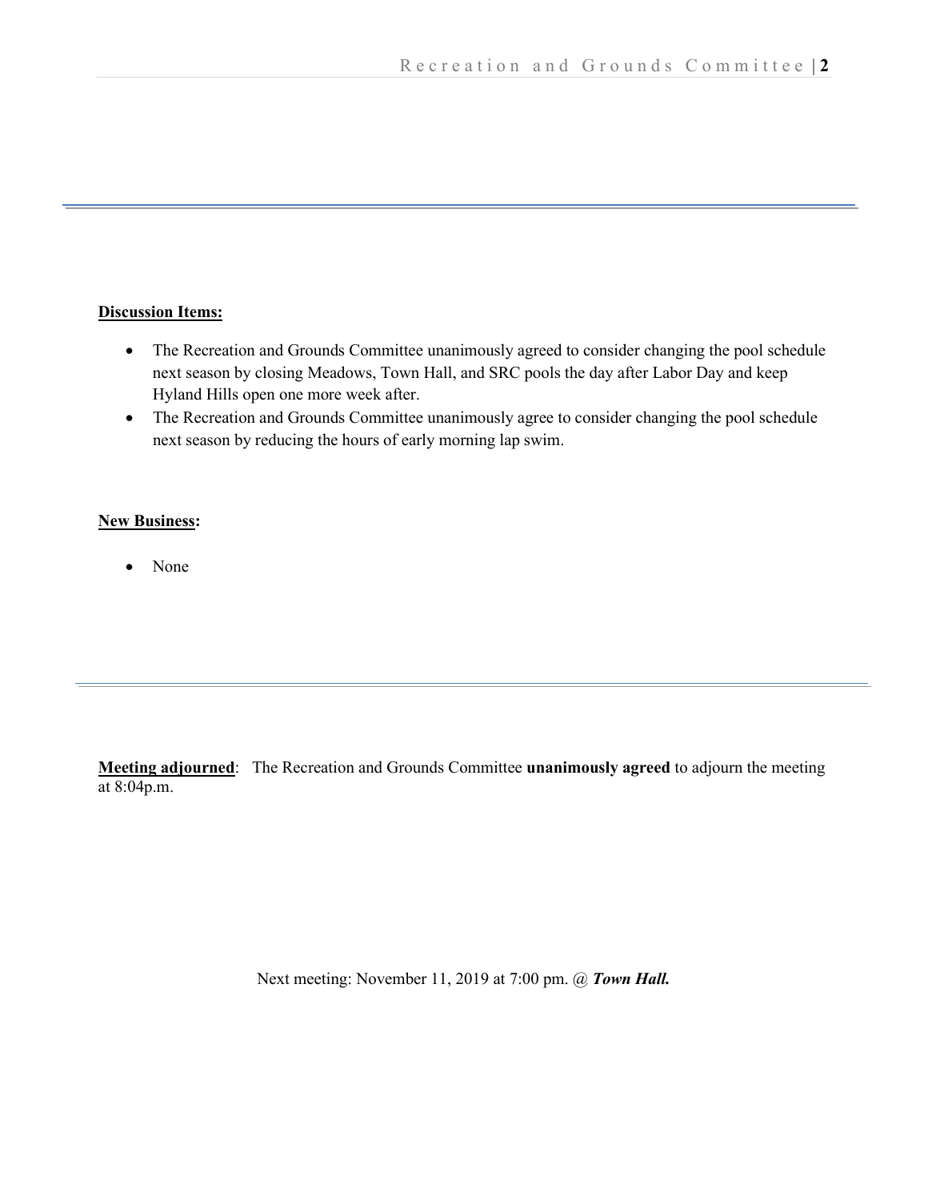**Discussion Items:**

- The Recreation and Grounds Committee unanimously agreed to consider changing the pool schedule next season by closing Meadows, Town Hall, and SRC pools the day after Labor Day and keep Hyland Hills open one more week after.
- The Recreation and Grounds Committee unanimously agree to consider changing the pool schedule next season by reducing the hours of early morning lap swim.

**New Business:**

- None

---

**Meeting adjourned**: The Recreation and Grounds Committee **unanimously agreed** to adjourn the meeting at 8:04p.m.

Next meeting: November 11, 2019 at 7:00 pm. @ ***Town Hall.***